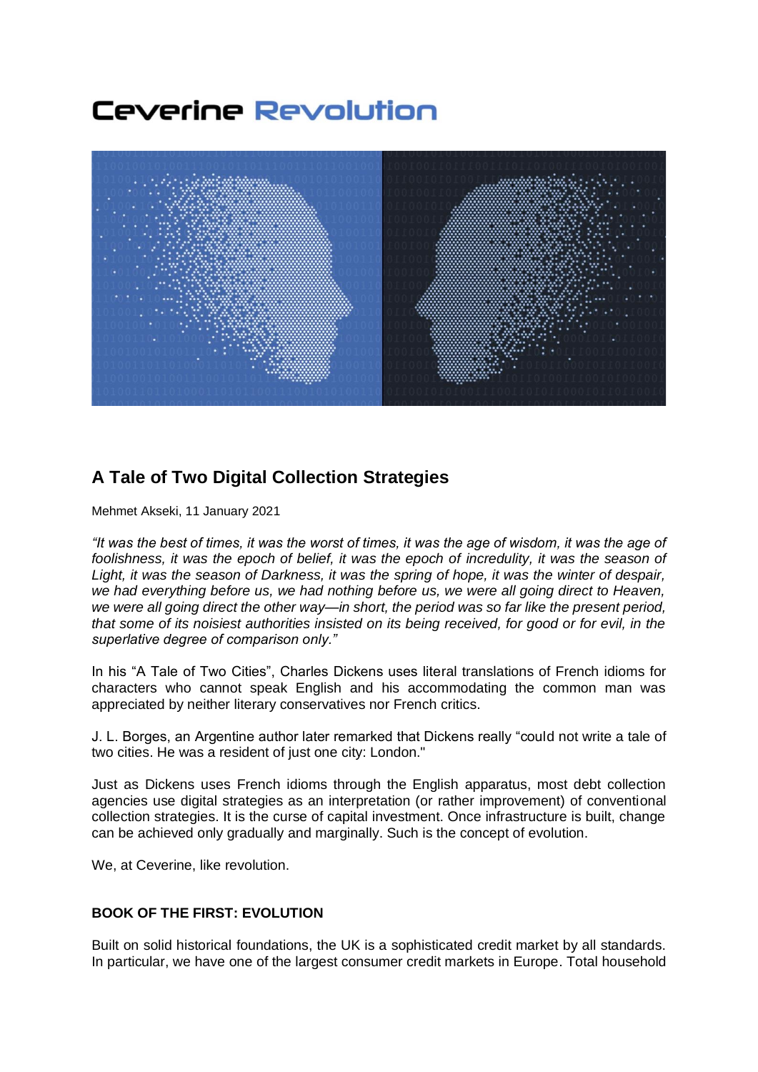# Ceverine Revolution

## A Tale of Two Digital Collection Strategies

Mehmet Akseki, 11 January 2021

*"It was the best of times, it was the worst of times, it was the age of wisdom, it was the age of foolishness, it was the epoch of belief, it was the epoch of incredulity, it was the season of Light, it was the season of Darkness, it was the spring of hope, it was the winter of despair, we had everything before us, we had nothing before us, we were all going direct to Heaven, we were all going direct the other way—in short, the period was so far like the present period, that some of its noisiest authorities insisted on its being received, for good or for evil, in the superlative degree of comparison only."*

In his "A Tale of Two Cities", Charles Dickens uses literal translations of French idioms for characters who cannot speak English and his accommodating the common man was appreciated by neither literary conservatives nor French critics.

J. L. Borges, an Argentine author later remarked that Dickens really "could not write a tale of two cities. He was a resident of just one city: London."

Just as Dickens uses French idioms through the English apparatus, most debt collection agencies use digital strategies as an interpretation (or rather improvement) of conventional collection strategies. It is the curse of capital investment. Once infrastructure is built, change can be achieved only gradually and marginally. Such is the concept of evolution.

We, at Ceverine, like revolution.

### BOOK OF THE FIRST: EVOLUTION

Built on solid historical foundations, the UK is a sophisticated credit market by all standards. In particular, we have one of the largest consumer credit markets in Europe. Total household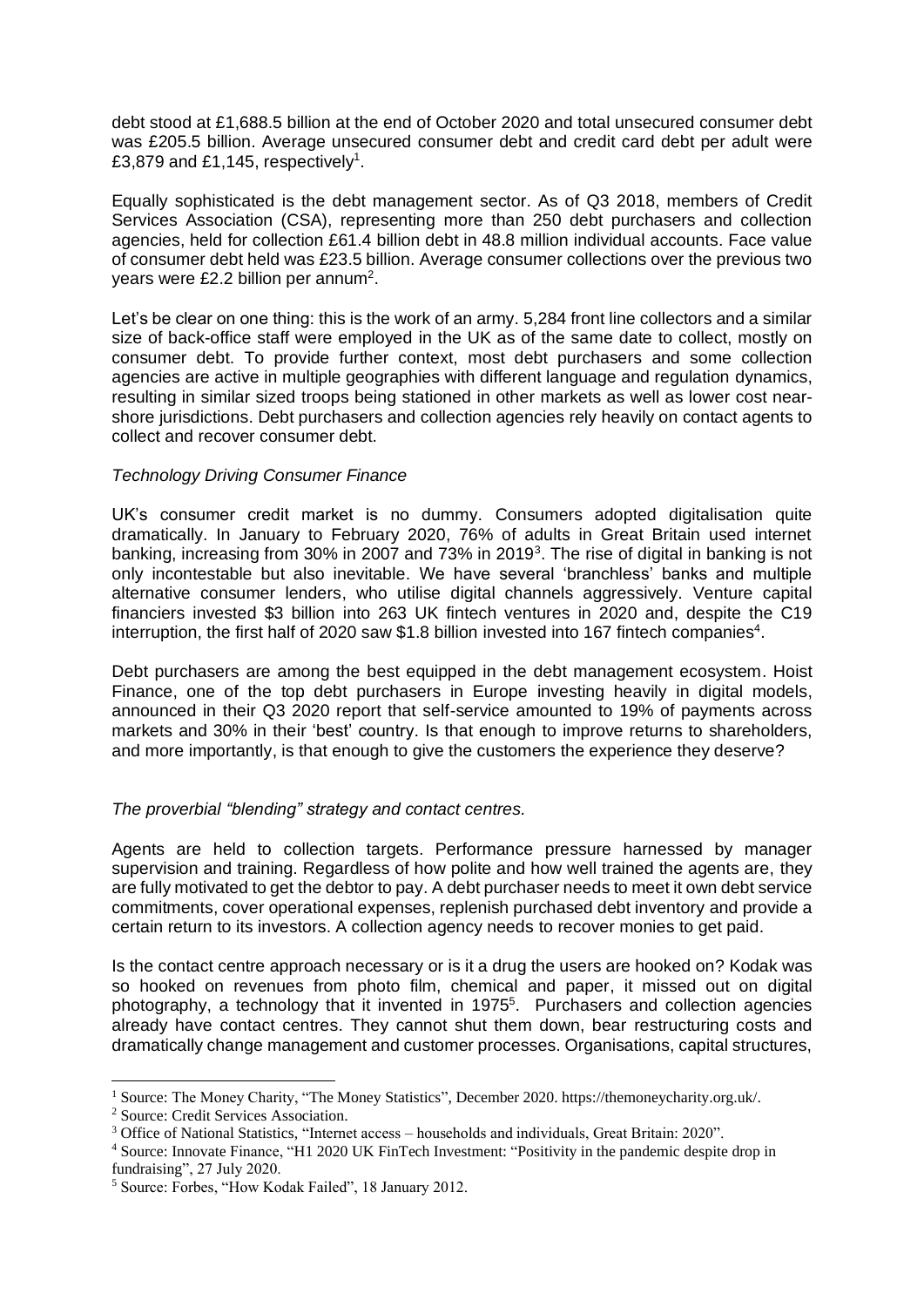debt stood at £1,688.5 billion at the end of October 2020 and total unsecured consumer debt was £205.5 billion. Average unsecured consumer debt and credit card debt per adult were £3,879 and £1,145, respectively[1].

Equally sophisticated is the debt management sector. As of Q3 2018, members of Credit Services Association (CSA), representing more than 250 debt purchasers and collection agencies, held for collection £61.4 billion debt in 48.8 million individual accounts. Face value of consumer debt held was £23.5 billion. Average consumer collections over the previous two years were £2.2 billion per annum[2].

Let's be clear on one thing: this is the work of an army. 5,284 front line collectors and a similar size of back-office staff were employed in the UK as of the same date to collect, mostly on consumer debt. To provide further context, most debt purchasers and some collection agencies are active in multiple geographies with different language and regulation dynamics, resulting in similar sized troops being stationed in other markets as well as lower cost near-shore jurisdictions. Debt purchasers and collection agencies rely heavily on contact agents to collect and recover consumer debt.

*Technology Driving Consumer Finance*

UK's consumer credit market is no dummy. Consumers adopted digitalisation quite dramatically. In January to February 2020, 76% of adults in Great Britain used internet banking, increasing from 30% in 2007 and 73% in 2019[3]. The rise of digital in banking is not only incontestable but also inevitable. We have several 'branchless' banks and multiple alternative consumer lenders, who utilise digital channels aggressively. Venture capital financiers invested $3 billion into 263 UK fintech ventures in 2020 and, despite the C19 interruption, the first half of 2020 saw $1.8 billion invested into 167 fintech companies[4].

Debt purchasers are among the best equipped in the debt management ecosystem. Hoist Finance, one of the top debt purchasers in Europe investing heavily in digital models, announced in their Q3 2020 report that self-service amounted to 19% of payments across markets and 30% in their 'best' country. Is that enough to improve returns to shareholders, and more importantly, is that enough to give the customers the experience they deserve?

*The proverbial "blending" strategy and contact centres.*

Agents are held to collection targets. Performance pressure harnessed by manager supervision and training. Regardless of how polite and how well trained the agents are, they are fully motivated to get the debtor to pay. A debt purchaser needs to meet it own debt service commitments, cover operational expenses, replenish purchased debt inventory and provide a certain return to its investors. A collection agency needs to recover monies to get paid.

Is the contact centre approach necessary or is it a drug the users are hooked on? Kodak was so hooked on revenues from photo film, chemical and paper, it missed out on digital photography, a technology that it invented in 1975[5]. Purchasers and collection agencies already have contact centres. They cannot shut them down, bear restructuring costs and dramatically change management and customer processes. Organisations, capital structures,

---

[1] Source: The Money Charity, "The Money Statistics", December 2020. https://themoneycharity.org.uk/.

[2] Source: Credit Services Association.

[3] Office of National Statistics, "Internet access – households and individuals, Great Britain: 2020".

[4] Source: Innovate Finance, "H1 2020 UK FinTech Investment: "Positivity in the pandemic despite drop in fundraising", 27 July 2020.

[5] Source: Forbes, "How Kodak Failed", 18 January 2012.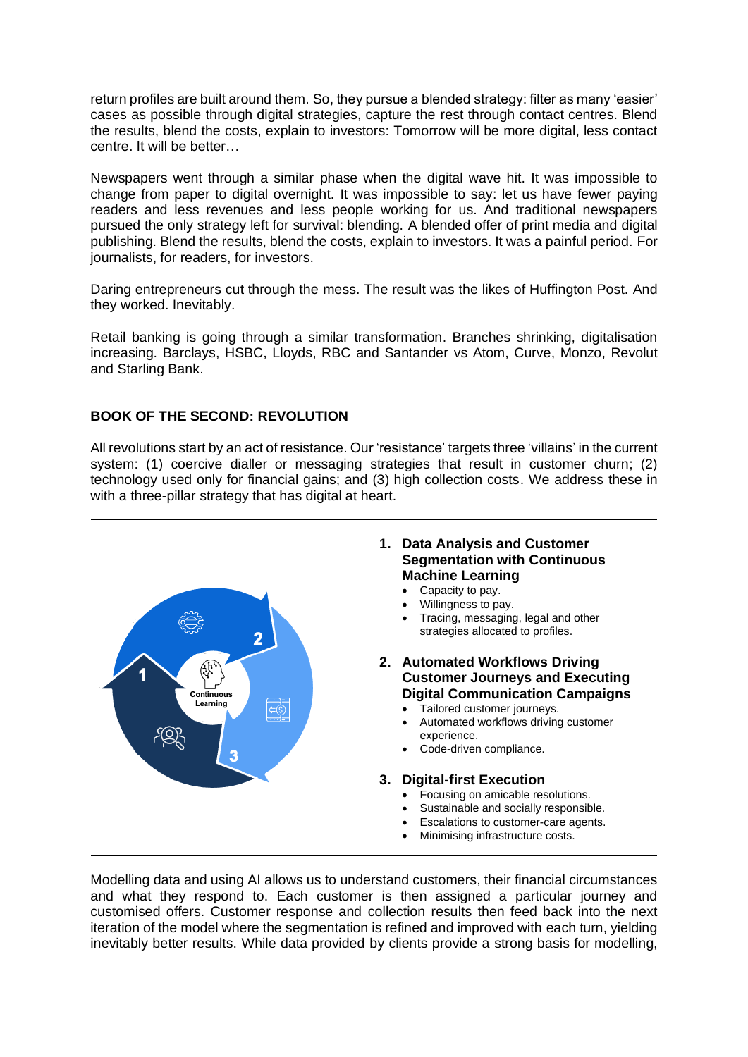return profiles are built around them. So, they pursue a blended strategy: filter as many 'easier' cases as possible through digital strategies, capture the rest through contact centres. Blend the results, blend the costs, explain to investors: Tomorrow will be more digital, less contact centre. It will be better…

Newspapers went through a similar phase when the digital wave hit. It was impossible to change from paper to digital overnight. It was impossible to say: let us have fewer paying readers and less revenues and less people working for us. And traditional newspapers pursued the only strategy left for survival: blending. A blended offer of print media and digital publishing. Blend the results, blend the costs, explain to investors. It was a painful period. For journalists, for readers, for investors.

Daring entrepreneurs cut through the mess. The result was the likes of Huffington Post. And they worked. Inevitably.

Retail banking is going through a similar transformation. Branches shrinking, digitalisation increasing. Barclays, HSBC, Lloyds, RBC and Santander vs Atom, Curve, Monzo, Revolut and Starling Bank.

## BOOK OF THE SECOND: REVOLUTION

All revolutions start by an act of resistance. Our 'resistance' targets three 'villains' in the current system: (1) coercive dialler or messaging strategies that result in customer churn; (2) technology used only for financial gains; and (3) high collection costs. We address these in with a three-pillar strategy that has digital at heart.

---

Continuous Learning

1. **Data Analysis and Customer Segmentation with Continuous Machine Learning**
   - Capacity to pay.
   - Willingness to pay.
   - Tracing, messaging, legal and other strategies allocated to profiles.

2. **Automated Workflows Driving Customer Journeys and Executing Digital Communication Campaigns**
   - Tailored customer journeys.
   - Automated workflows driving customer experience.
   - Code-driven compliance.

3. **Digital-first Execution**
   - Focusing on amicable resolutions.
   - Sustainable and socially responsible.
   - Escalations to customer-care agents.
   - Minimising infrastructure costs.

---

Modelling data and using AI allows us to understand customers, their financial circumstances and what they respond to. Each customer is then assigned a particular journey and customised offers. Customer response and collection results then feed back into the next iteration of the model where the segmentation is refined and improved with each turn, yielding inevitably better results. While data provided by clients provide a strong basis for modelling,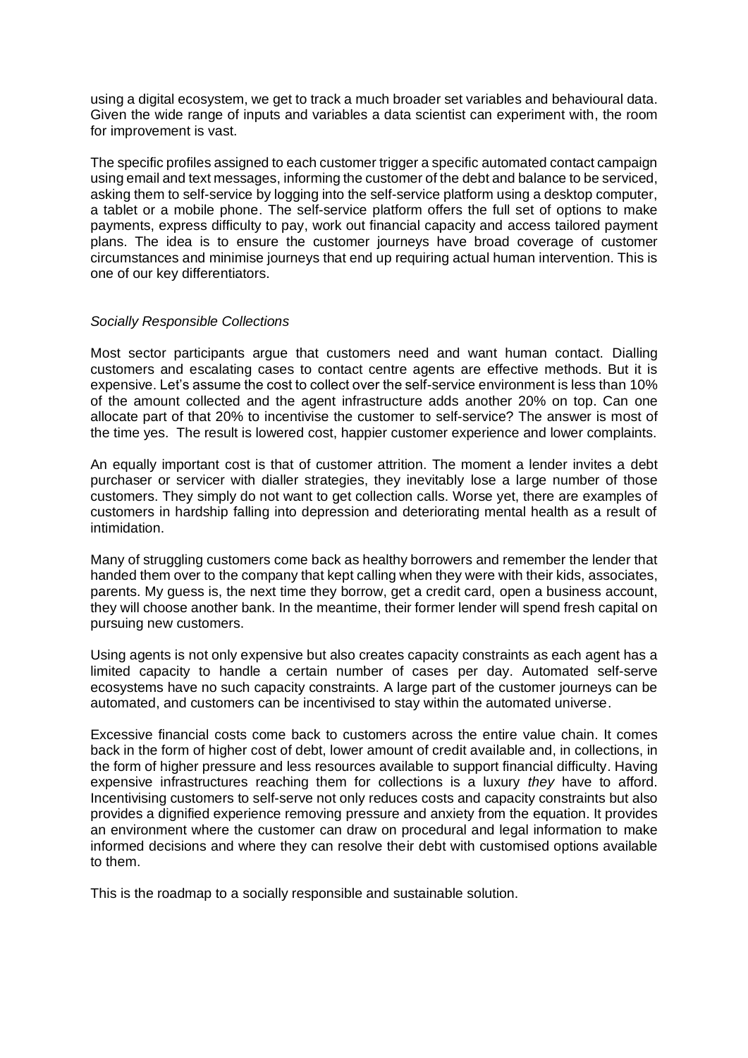using a digital ecosystem, we get to track a much broader set variables and behavioural data. Given the wide range of inputs and variables a data scientist can experiment with, the room for improvement is vast.

The specific profiles assigned to each customer trigger a specific automated contact campaign using email and text messages, informing the customer of the debt and balance to be serviced, asking them to self-service by logging into the self-service platform using a desktop computer, a tablet or a mobile phone. The self-service platform offers the full set of options to make payments, express difficulty to pay, work out financial capacity and access tailored payment plans. The idea is to ensure the customer journeys have broad coverage of customer circumstances and minimise journeys that end up requiring actual human intervention. This is one of our key differentiators.

*Socially Responsible Collections*

Most sector participants argue that customers need and want human contact. Dialling customers and escalating cases to contact centre agents are effective methods. But it is expensive. Let's assume the cost to collect over the self-service environment is less than 10% of the amount collected and the agent infrastructure adds another 20% on top. Can one allocate part of that 20% to incentivise the customer to self-service? The answer is most of the time yes. The result is lowered cost, happier customer experience and lower complaints.

An equally important cost is that of customer attrition. The moment a lender invites a debt purchaser or servicer with dialler strategies, they inevitably lose a large number of those customers. They simply do not want to get collection calls. Worse yet, there are examples of customers in hardship falling into depression and deteriorating mental health as a result of intimidation.

Many of struggling customers come back as healthy borrowers and remember the lender that handed them over to the company that kept calling when they were with their kids, associates, parents. My guess is, the next time they borrow, get a credit card, open a business account, they will choose another bank. In the meantime, their former lender will spend fresh capital on pursuing new customers.

Using agents is not only expensive but also creates capacity constraints as each agent has a limited capacity to handle a certain number of cases per day. Automated self-serve ecosystems have no such capacity constraints. A large part of the customer journeys can be automated, and customers can be incentivised to stay within the automated universe.

Excessive financial costs come back to customers across the entire value chain. It comes back in the form of higher cost of debt, lower amount of credit available and, in collections, in the form of higher pressure and less resources available to support financial difficulty. Having expensive infrastructures reaching them for collections is a luxury *they* have to afford. Incentivising customers to self-serve not only reduces costs and capacity constraints but also provides a dignified experience removing pressure and anxiety from the equation. It provides an environment where the customer can draw on procedural and legal information to make informed decisions and where they can resolve their debt with customised options available to them.

This is the roadmap to a socially responsible and sustainable solution.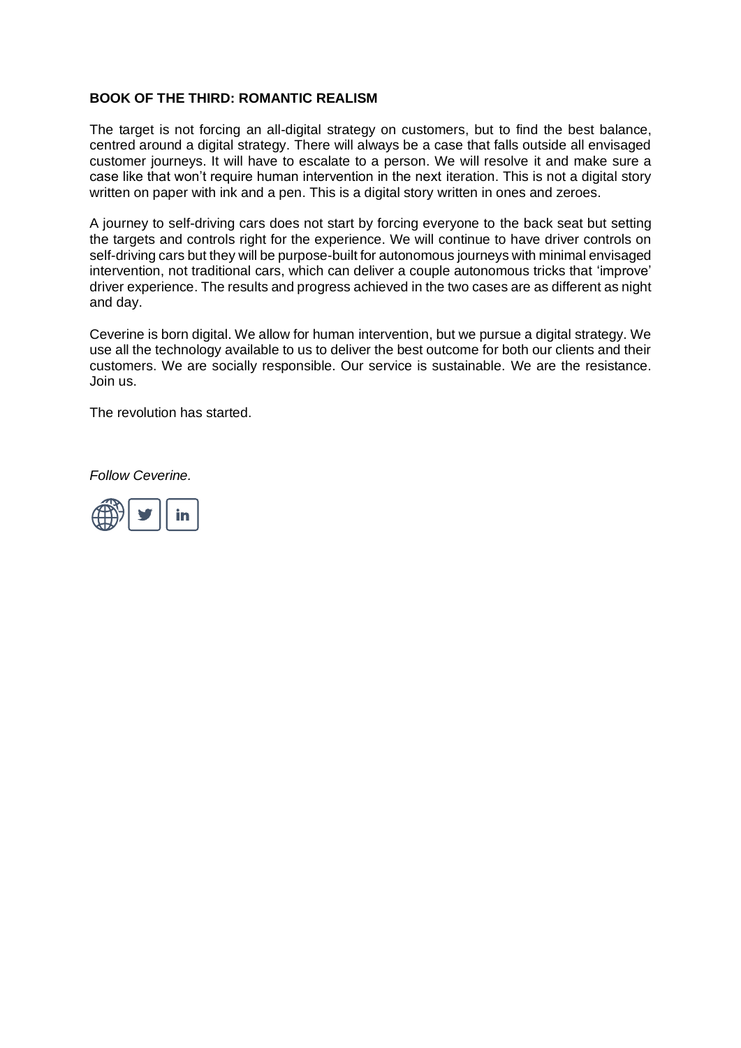**BOOK OF THE THIRD: ROMANTIC REALISM**

The target is not forcing an all-digital strategy on customers, but to find the best balance, centred around a digital strategy. There will always be a case that falls outside all envisaged customer journeys. It will have to escalate to a person. We will resolve it and make sure a case like that won't require human intervention in the next iteration. This is not a digital story written on paper with ink and a pen. This is a digital story written in ones and zeroes.

A journey to self-driving cars does not start by forcing everyone to the back seat but setting the targets and controls right for the experience. We will continue to have driver controls on self-driving cars but they will be purpose-built for autonomous journeys with minimal envisaged intervention, not traditional cars, which can deliver a couple autonomous tricks that 'improve' driver experience. The results and progress achieved in the two cases are as different as night and day.

Ceverine is born digital. We allow for human intervention, but we pursue a digital strategy. We use all the technology available to us to deliver the best outcome for both our clients and their customers. We are socially responsible. Our service is sustainable. We are the resistance. Join us.

The revolution has started.

*Follow Ceverine.*